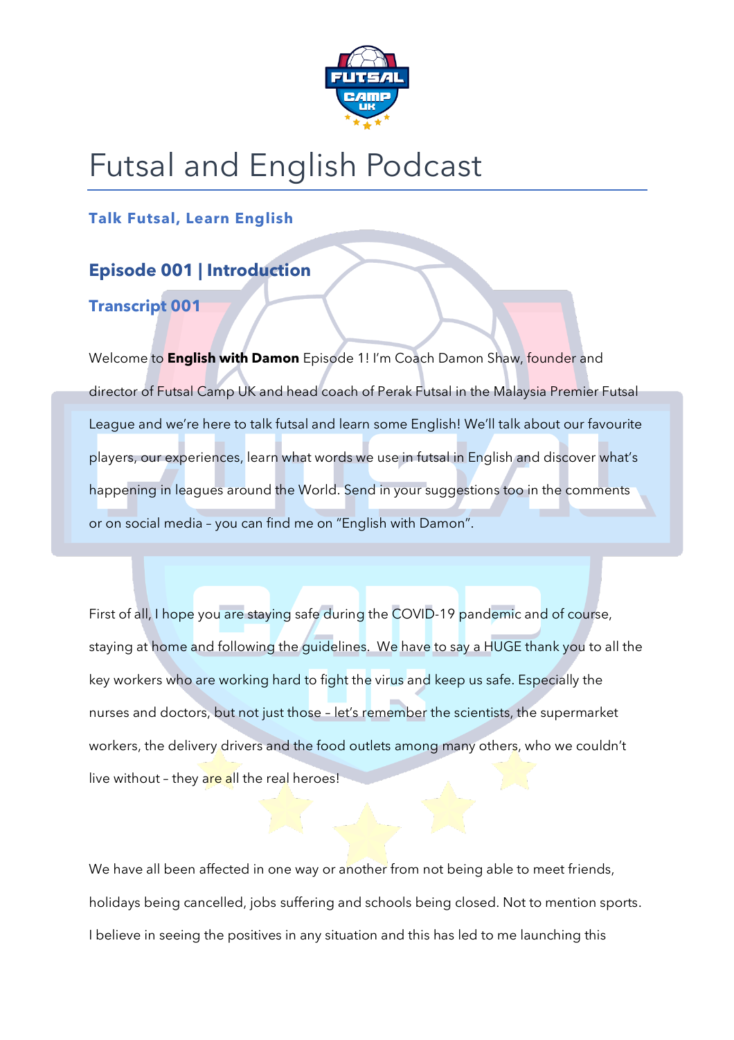# Futsal and English Podcast

**Talk Futsal, Learn English**

## Episode 001 | Introduction

### Transcript 001

Welcome to **English with Damon** Episode 1! I'm Coach Damon Shaw, founder and director of Futsal Camp UK and head coach of Perak Futsal in the Malaysia Premier Futsal League and we're here to talk futsal and learn some English! We'll talk about our favourite players, our experiences, learn what words we use in futsal in English and discover what's happening in leagues around the World. Send in your suggestions too in the comments or on social media – you can find me on "English with Damon".

First of all, I hope you are staying safe during the COVID-19 pandemic and of course, staying at home and following the guidelines. We have to say a HUGE thank you to all the key workers who are working hard to fight the virus and keep us safe. Especially the nurses and doctors, but not just those – let's remember the scientists, the supermarket workers, the delivery drivers and the food outlets among many others, who we couldn't live without – they are all the real heroes!

We have all been affected in one way or another from not being able to meet friends, holidays being cancelled, jobs suffering and schools being closed. Not to mention sports. I believe in seeing the positives in any situation and this has led to me launching this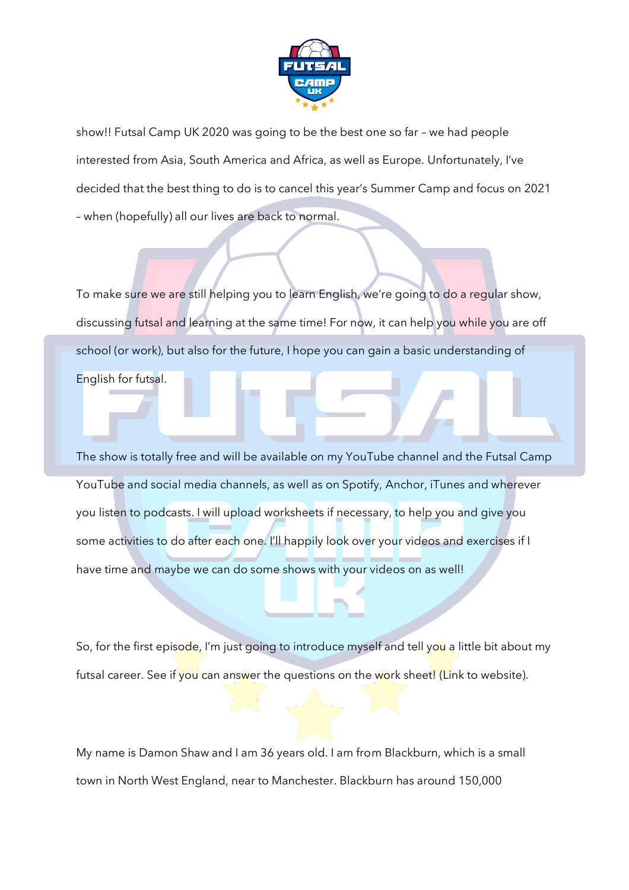show!! Futsal Camp UK 2020 was going to be the best one so far – we had people interested from Asia, South America and Africa, as well as Europe. Unfortunately, I've decided that the best thing to do is to cancel this year's Summer Camp and focus on 2021 – when (hopefully) all our lives are back to normal.

To make sure we are still helping you to learn English, we're going to do a regular show, discussing futsal and learning at the same time! For now, it can help you while you are off school (or work), but also for the future, I hope you can gain a basic understanding of English for futsal.

The show is totally free and will be available on my YouTube channel and the Futsal Camp YouTube and social media channels, as well as on Spotify, Anchor, iTunes and wherever you listen to podcasts. I will upload worksheets if necessary, to help you and give you some activities to do after each one. I'll happily look over your videos and exercises if I have time and maybe we can do some shows with your videos on as well!

So, for the first episode, I'm just going to introduce myself and tell you a little bit about my futsal career. See if you can answer the questions on the work sheet! (Link to website).

My name is Damon Shaw and I am 36 years old. I am from Blackburn, which is a small town in North West England, near to Manchester. Blackburn has around 150,000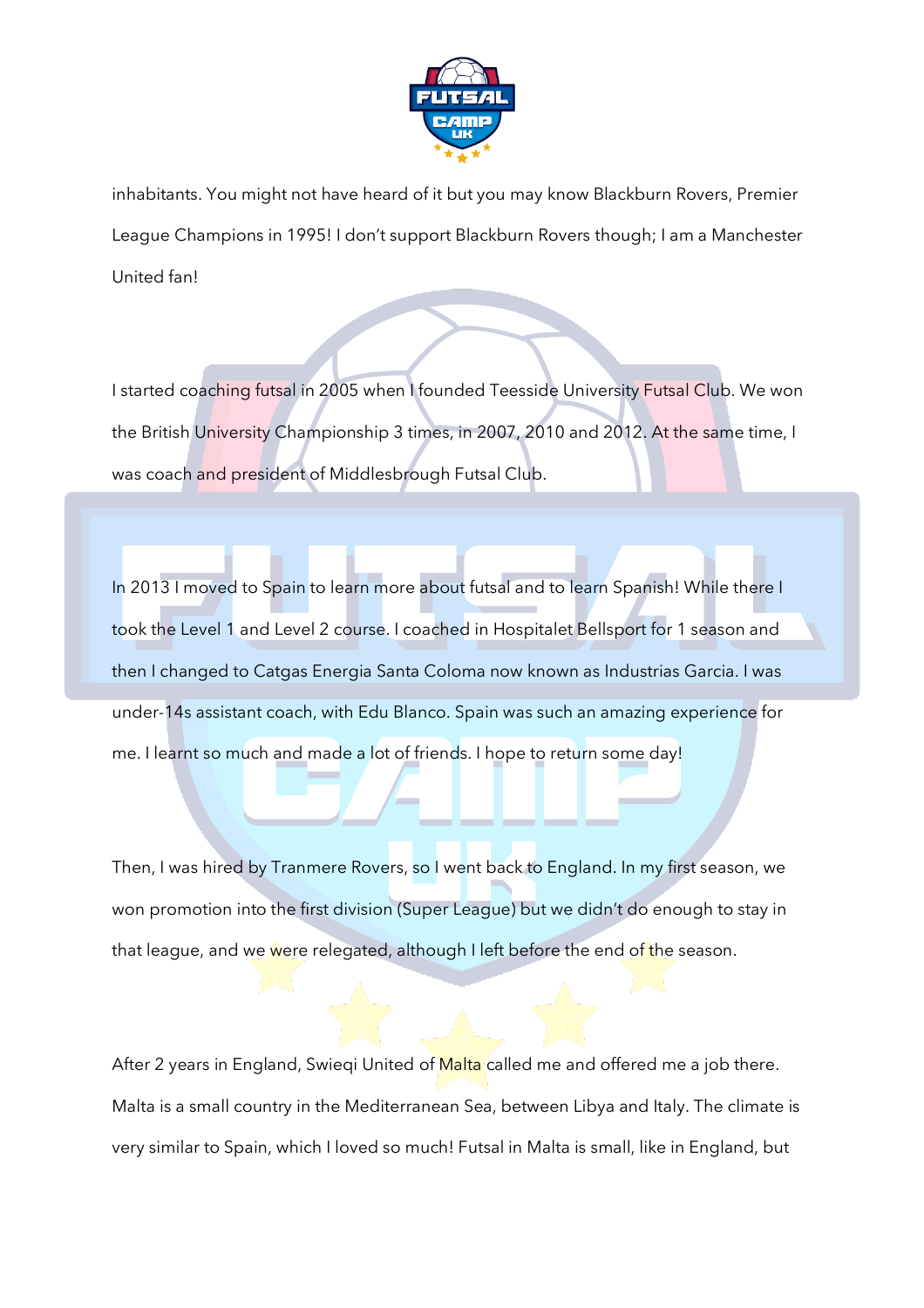inhabitants. You might not have heard of it but you may know Blackburn Rovers, Premier League Champions in 1995! I don't support Blackburn Rovers though; I am a Manchester United fan!

I started coaching futsal in 2005 when I founded Teesside University Futsal Club. We won the British University Championship 3 times, in 2007, 2010 and 2012. At the same time, I was coach and president of Middlesbrough Futsal Club.

In 2013 I moved to Spain to learn more about futsal and to learn Spanish! While there I took the Level 1 and Level 2 course. I coached in Hospitalet Bellsport for 1 season and then I changed to Catgas Energia Santa Coloma now known as Industrias Garcia. I was under-14s assistant coach, with Edu Blanco. Spain was such an amazing experience for me. I learnt so much and made a lot of friends. I hope to return some day!

Then, I was hired by Tranmere Rovers, so I went back to England. In my first season, we won promotion into the first division (Super League) but we didn't do enough to stay in that league, and we were relegated, although I left before the end of the season.

After 2 years in England, Swieqi United of Malta called me and offered me a job there. Malta is a small country in the Mediterranean Sea, between Libya and Italy. The climate is very similar to Spain, which I loved so much! Futsal in Malta is small, like in England, but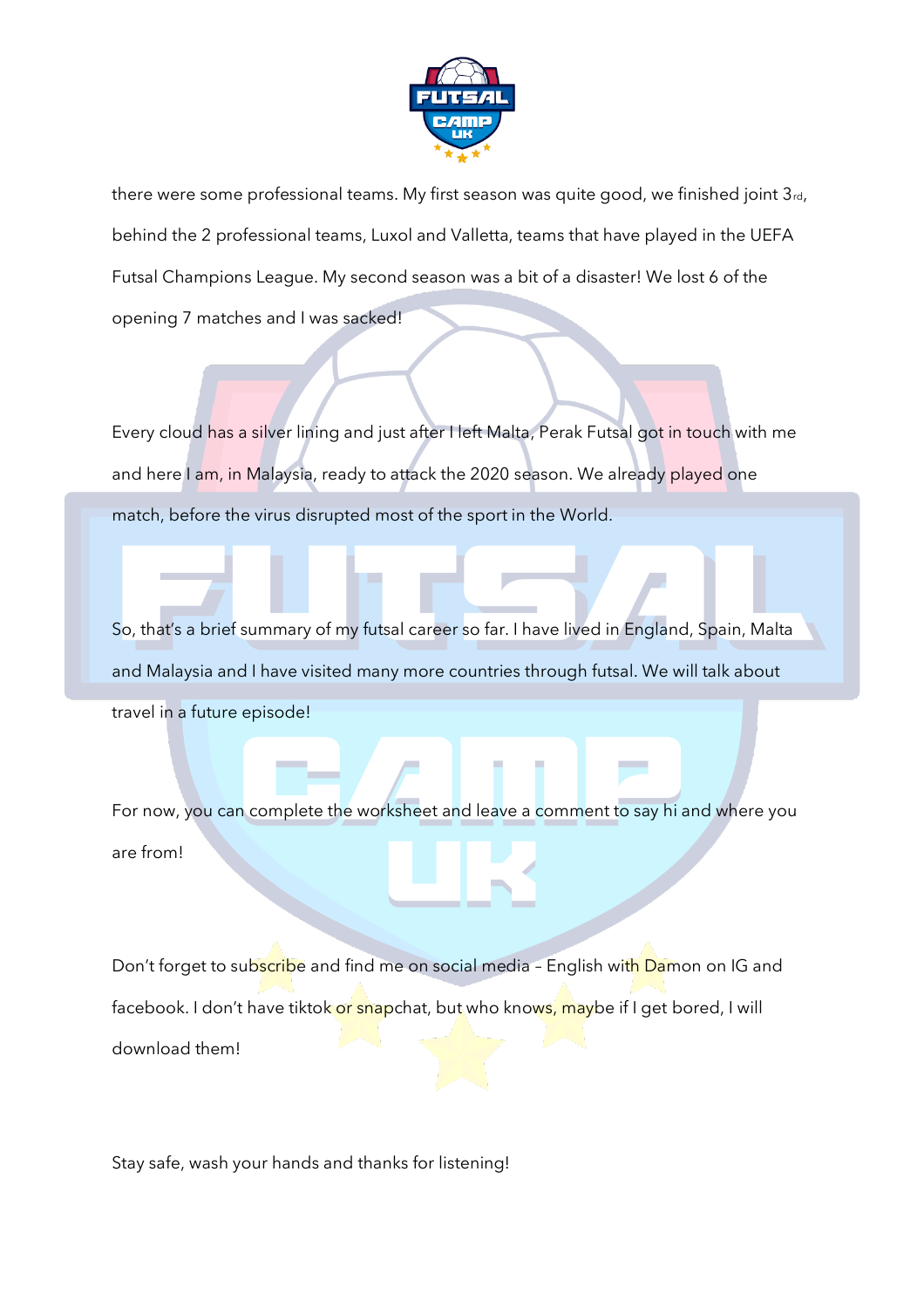there were some professional teams. My first season was quite good, we finished joint 3rd, behind the 2 professional teams, Luxol and Valletta, teams that have played in the UEFA Futsal Champions League. My second season was a bit of a disaster! We lost 6 of the opening 7 matches and I was sacked!

Every cloud has a silver lining and just after I left Malta, Perak Futsal got in touch with me and here I am, in Malaysia, ready to attack the 2020 season. We already played one match, before the virus disrupted most of the sport in the World.

So, that's a brief summary of my futsal career so far. I have lived in England, Spain, Malta and Malaysia and I have visited many more countries through futsal. We will talk about travel in a future episode!

For now, you can complete the worksheet and leave a comment to say hi and where you are from!

Don't forget to subscribe and find me on social media – English with Damon on IG and facebook. I don't have tiktok or snapchat, but who knows, maybe if I get bored, I will download them!

Stay safe, wash your hands and thanks for listening!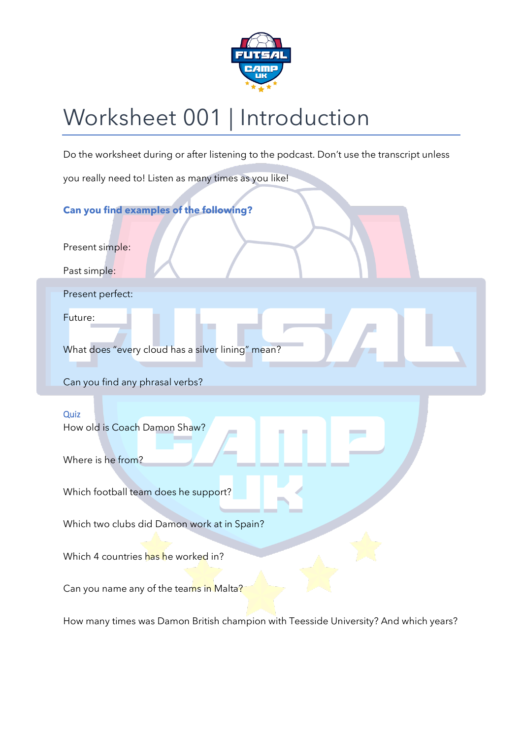# Worksheet 001 | Introduction

Do the worksheet during or after listening to the podcast. Don't use the transcript unless you really need to! Listen as many times as you like!

**Can you find examples of the following?**

Present simple:

Past simple:

Present perfect:

Future:

What does "every cloud has a silver lining" mean?

Can you find any phrasal verbs?

## Quiz

How old is Coach Damon Shaw?

Where is he from?

Which football team does he support?

Which two clubs did Damon work at in Spain?

Which 4 countries has he worked in?

Can you name any of the teams in Malta?

How many times was Damon British champion with Teesside University? And which years?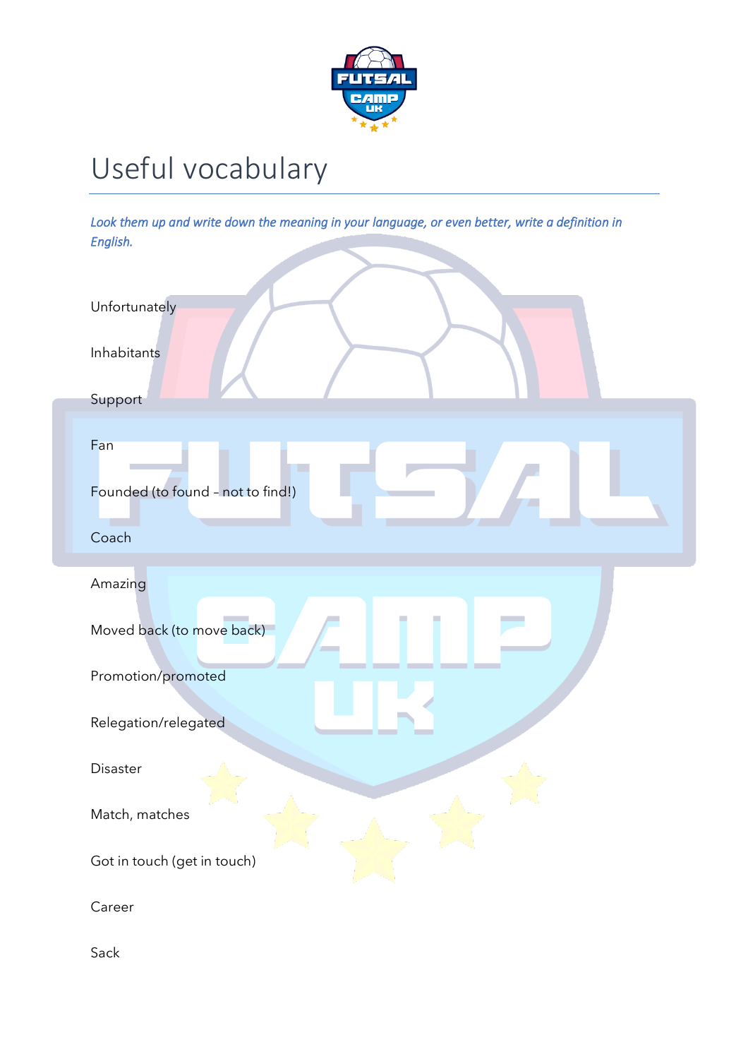# Useful vocabulary

*Look them up and write down the meaning in your language, or even better, write a definition in English.*

Unfortunately

Inhabitants

Support

Fan

Founded (to found – not to find!)

Coach

Amazing

Moved back (to move back)

Promotion/promoted

Relegation/relegated

Disaster

Match, matches

Got in touch (get in touch)

Career

Sack